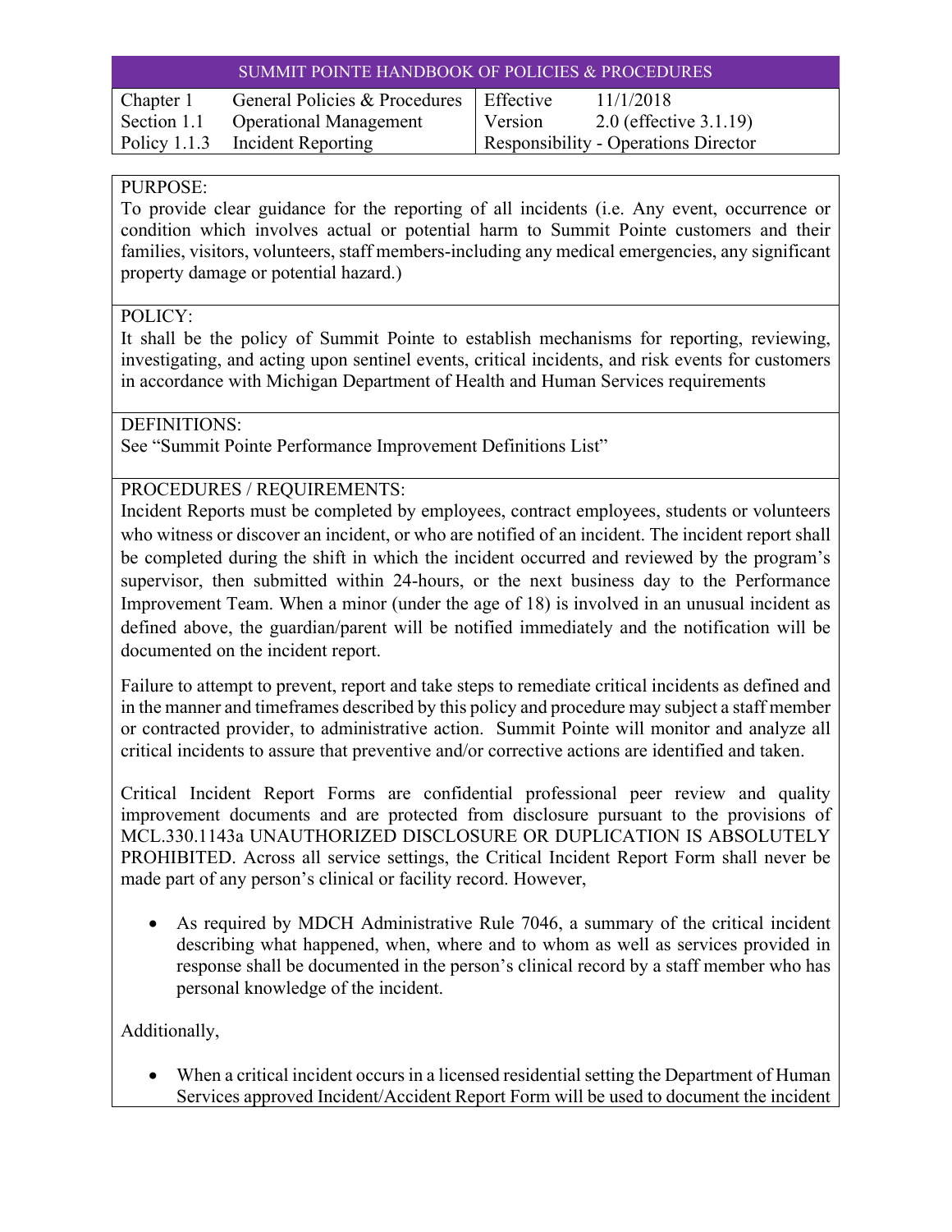# SUMMIT POINTE HANDBOOK OF POLICIES & PROCEDURES

| | | | |
|---|---|---|---|
| Chapter 1 | General Policies & Procedures | Effective | 11/1/2018 |
| Section 1.1 | Operational Management | Version | 2.0 (effective 3.1.19) |
| Policy 1.1.3 | Incident Reporting | Responsibility - Operations Director | |

## PURPOSE:

To provide clear guidance for the reporting of all incidents (i.e. Any event, occurrence or condition which involves actual or potential harm to Summit Pointe customers and their families, visitors, volunteers, staff members-including any medical emergencies, any significant property damage or potential hazard.)

## POLICY:

It shall be the policy of Summit Pointe to establish mechanisms for reporting, reviewing, investigating, and acting upon sentinel events, critical incidents, and risk events for customers in accordance with Michigan Department of Health and Human Services requirements

## DEFINITIONS:

See "Summit Pointe Performance Improvement Definitions List"

## PROCEDURES / REQUIREMENTS:

Incident Reports must be completed by employees, contract employees, students or volunteers who witness or discover an incident, or who are notified of an incident. The incident report shall be completed during the shift in which the incident occurred and reviewed by the program's supervisor, then submitted within 24-hours, or the next business day to the Performance Improvement Team. When a minor (under the age of 18) is involved in an unusual incident as defined above, the guardian/parent will be notified immediately and the notification will be documented on the incident report.

Failure to attempt to prevent, report and take steps to remediate critical incidents as defined and in the manner and timeframes described by this policy and procedure may subject a staff member or contracted provider, to administrative action. Summit Pointe will monitor and analyze all critical incidents to assure that preventive and/or corrective actions are identified and taken.

Critical Incident Report Forms are confidential professional peer review and quality improvement documents and are protected from disclosure pursuant to the provisions of MCL.330.1143a UNAUTHORIZED DISCLOSURE OR DUPLICATION IS ABSOLUTELY PROHIBITED. Across all service settings, the Critical Incident Report Form shall never be made part of any person's clinical or facility record. However,

- As required by MDCH Administrative Rule 7046, a summary of the critical incident describing what happened, when, where and to whom as well as services provided in response shall be documented in the person's clinical record by a staff member who has personal knowledge of the incident.

Additionally,

- When a critical incident occurs in a licensed residential setting the Department of Human Services approved Incident/Accident Report Form will be used to document the incident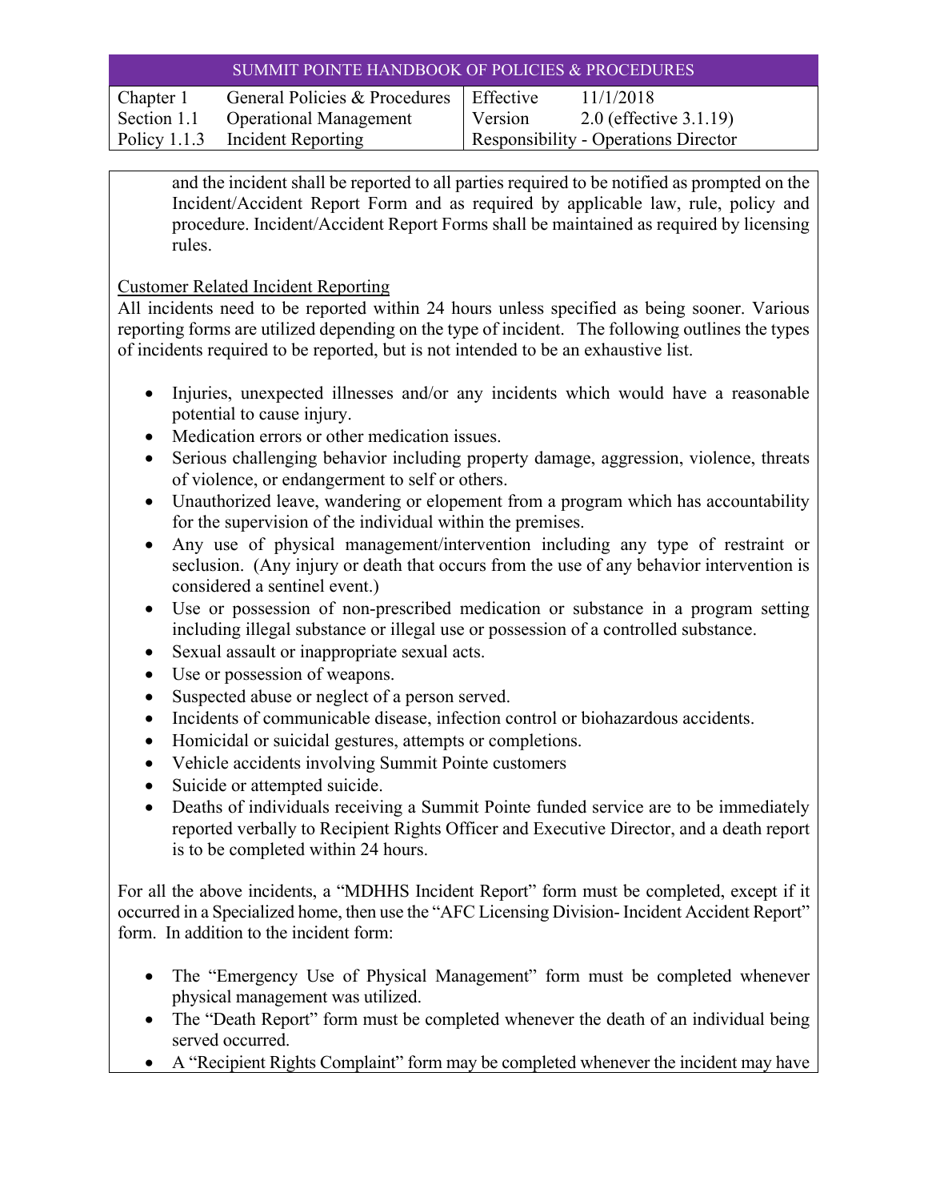and the incident shall be reported to all parties required to be notified as prompted on the Incident/Accident Report Form and as required by applicable law, rule, policy and procedure. Incident/Accident Report Forms shall be maintained as required by licensing rules.

<u>Customer Related Incident Reporting</u>

All incidents need to be reported within 24 hours unless specified as being sooner. Various reporting forms are utilized depending on the type of incident. The following outlines the types of incidents required to be reported, but is not intended to be an exhaustive list.

- Injuries, unexpected illnesses and/or any incidents which would have a reasonable potential to cause injury.
- Medication errors or other medication issues.
- Serious challenging behavior including property damage, aggression, violence, threats of violence, or endangerment to self or others.
- Unauthorized leave, wandering or elopement from a program which has accountability for the supervision of the individual within the premises.
- Any use of physical management/intervention including any type of restraint or seclusion. (Any injury or death that occurs from the use of any behavior intervention is considered a sentinel event.)
- Use or possession of non-prescribed medication or substance in a program setting including illegal substance or illegal use or possession of a controlled substance.
- Sexual assault or inappropriate sexual acts.
- Use or possession of weapons.
- Suspected abuse or neglect of a person served.
- Incidents of communicable disease, infection control or biohazardous accidents.
- Homicidal or suicidal gestures, attempts or completions.
- Vehicle accidents involving Summit Pointe customers
- Suicide or attempted suicide.
- Deaths of individuals receiving a Summit Pointe funded service are to be immediately reported verbally to Recipient Rights Officer and Executive Director, and a death report is to be completed within 24 hours.

For all the above incidents, a "MDHHS Incident Report" form must be completed, except if it occurred in a Specialized home, then use the "AFC Licensing Division- Incident Accident Report" form. In addition to the incident form:

- The "Emergency Use of Physical Management" form must be completed whenever physical management was utilized.
- The "Death Report" form must be completed whenever the death of an individual being served occurred.
- A "Recipient Rights Complaint" form may be completed whenever the incident may have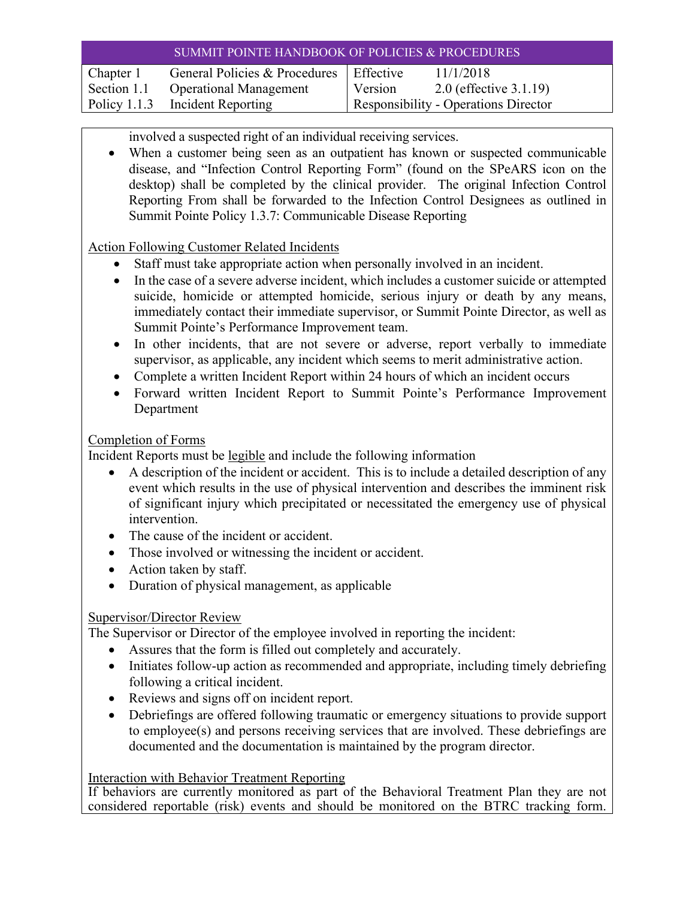involved a suspected right of an individual receiving services.

- When a customer being seen as an outpatient has known or suspected communicable disease, and "Infection Control Reporting Form" (found on the SPeARS icon on the desktop) shall be completed by the clinical provider. The original Infection Control Reporting From shall be forwarded to the Infection Control Designees as outlined in Summit Pointe Policy 1.3.7: Communicable Disease Reporting

<u>Action Following Customer Related Incidents</u>

- Staff must take appropriate action when personally involved in an incident.
- In the case of a severe adverse incident, which includes a customer suicide or attempted suicide, homicide or attempted homicide, serious injury or death by any means, immediately contact their immediate supervisor, or Summit Pointe Director, as well as Summit Pointe's Performance Improvement team.
- In other incidents, that are not severe or adverse, report verbally to immediate supervisor, as applicable, any incident which seems to merit administrative action.
- Complete a written Incident Report within 24 hours of which an incident occurs
- Forward written Incident Report to Summit Pointe's Performance Improvement Department

<u>Completion of Forms</u>

Incident Reports must be <u>legible</u> and include the following information

- A description of the incident or accident. This is to include a detailed description of any event which results in the use of physical intervention and describes the imminent risk of significant injury which precipitated or necessitated the emergency use of physical intervention.
- The cause of the incident or accident.
- Those involved or witnessing the incident or accident.
- Action taken by staff.
- Duration of physical management, as applicable

<u>Supervisor/Director Review</u>

The Supervisor or Director of the employee involved in reporting the incident:

- Assures that the form is filled out completely and accurately.
- Initiates follow-up action as recommended and appropriate, including timely debriefing following a critical incident.
- Reviews and signs off on incident report.
- Debriefings are offered following traumatic or emergency situations to provide support to employee(s) and persons receiving services that are involved. These debriefings are documented and the documentation is maintained by the program director.

<u>Interaction with Behavior Treatment Reporting</u>

If behaviors are currently monitored as part of the Behavioral Treatment Plan they are not considered reportable (risk) events and should be monitored on the BTRC tracking form.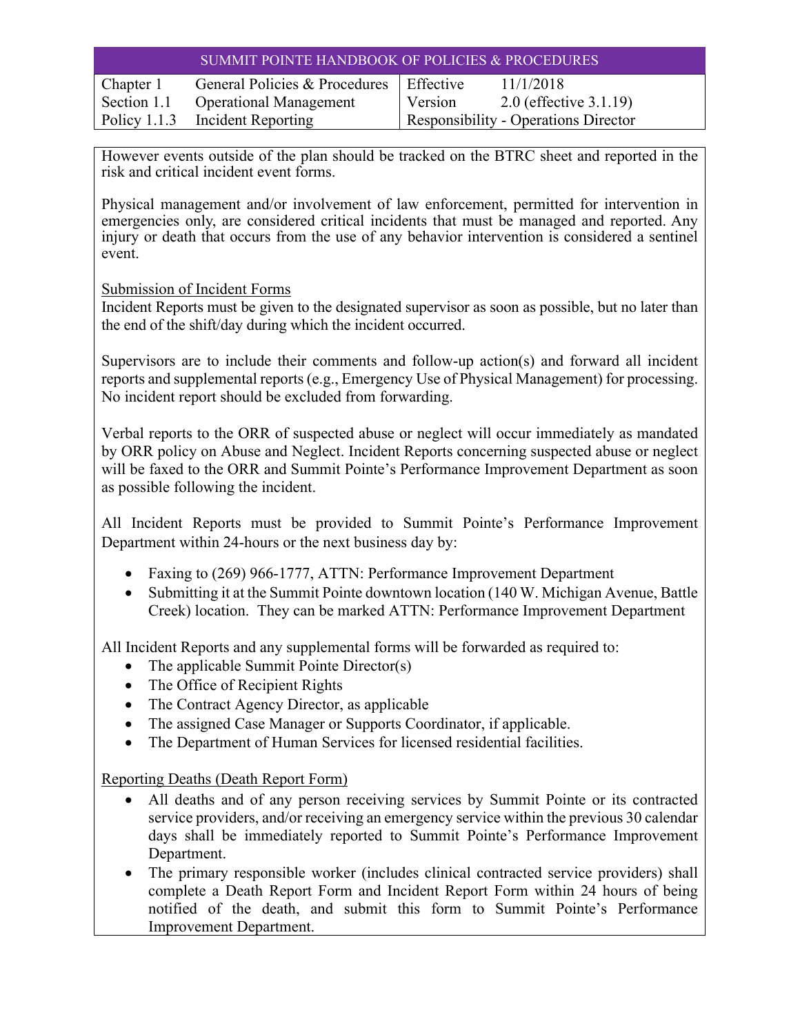However events outside of the plan should be tracked on the BTRC sheet and reported in the risk and critical incident event forms.

Physical management and/or involvement of law enforcement, permitted for intervention in emergencies only, are considered critical incidents that must be managed and reported. Any injury or death that occurs from the use of any behavior intervention is considered a sentinel event.

Submission of Incident Forms

Incident Reports must be given to the designated supervisor as soon as possible, but no later than the end of the shift/day during which the incident occurred.

Supervisors are to include their comments and follow-up action(s) and forward all incident reports and supplemental reports (e.g., Emergency Use of Physical Management) for processing. No incident report should be excluded from forwarding.

Verbal reports to the ORR of suspected abuse or neglect will occur immediately as mandated by ORR policy on Abuse and Neglect. Incident Reports concerning suspected abuse or neglect will be faxed to the ORR and Summit Pointe's Performance Improvement Department as soon as possible following the incident.

All Incident Reports must be provided to Summit Pointe's Performance Improvement Department within 24-hours or the next business day by:

- Faxing to (269) 966-1777, ATTN: Performance Improvement Department
- Submitting it at the Summit Pointe downtown location (140 W. Michigan Avenue, Battle Creek) location. They can be marked ATTN: Performance Improvement Department

All Incident Reports and any supplemental forms will be forwarded as required to:

- The applicable Summit Pointe Director(s)
- The Office of Recipient Rights
- The Contract Agency Director, as applicable
- The assigned Case Manager or Supports Coordinator, if applicable.
- The Department of Human Services for licensed residential facilities.

Reporting Deaths (Death Report Form)

- All deaths and of any person receiving services by Summit Pointe or its contracted service providers, and/or receiving an emergency service within the previous 30 calendar days shall be immediately reported to Summit Pointe's Performance Improvement Department.
- The primary responsible worker (includes clinical contracted service providers) shall complete a Death Report Form and Incident Report Form within 24 hours of being notified of the death, and submit this form to Summit Pointe's Performance Improvement Department.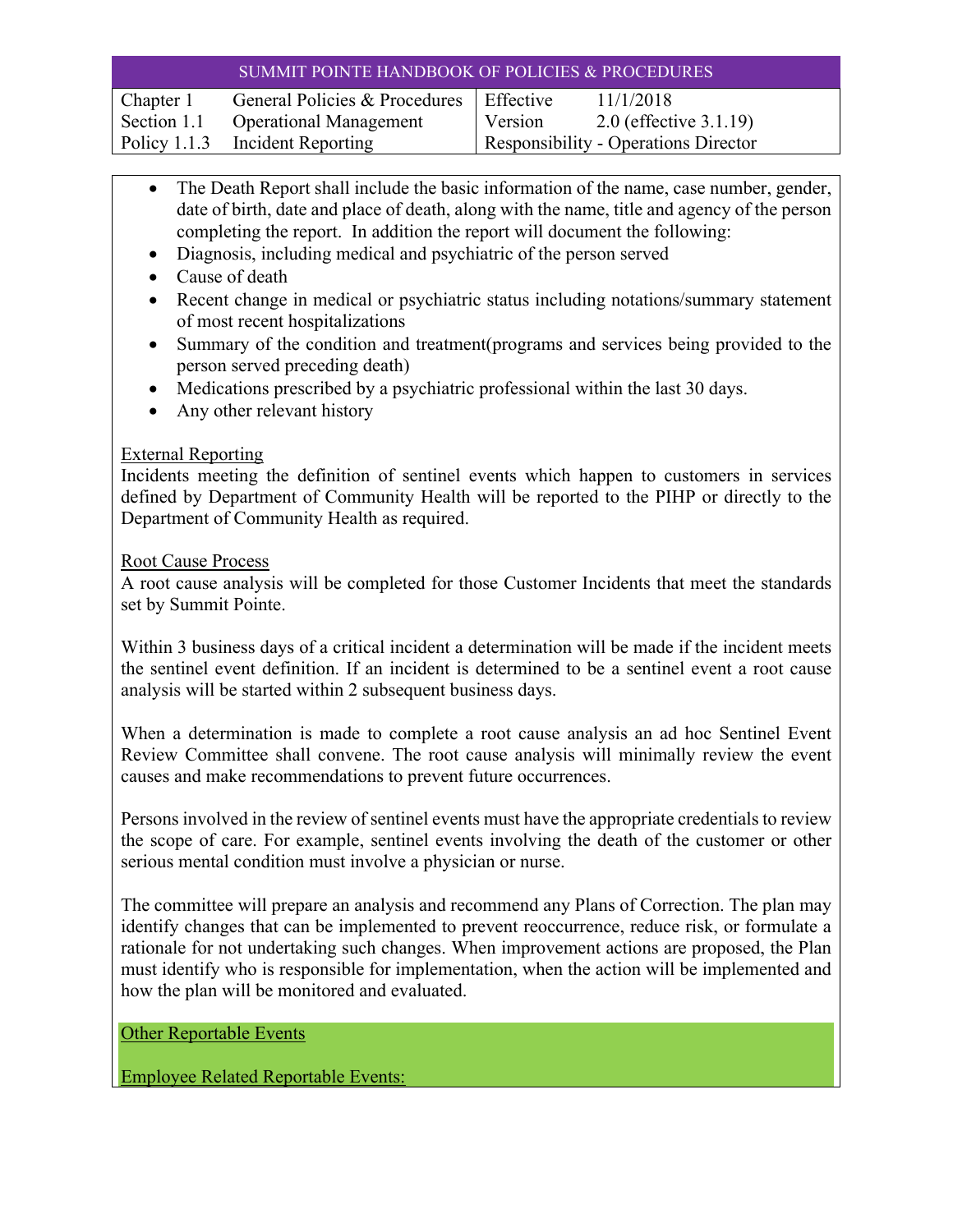- The Death Report shall include the basic information of the name, case number, gender, date of birth, date and place of death, along with the name, title and agency of the person completing the report. In addition the report will document the following:
- Diagnosis, including medical and psychiatric of the person served
- Cause of death
- Recent change in medical or psychiatric status including notations/summary statement of most recent hospitalizations
- Summary of the condition and treatment(programs and services being provided to the person served preceding death)
- Medications prescribed by a psychiatric professional within the last 30 days.
- Any other relevant history

External Reporting

Incidents meeting the definition of sentinel events which happen to customers in services defined by Department of Community Health will be reported to the PIHP or directly to the Department of Community Health as required.

Root Cause Process

A root cause analysis will be completed for those Customer Incidents that meet the standards set by Summit Pointe.

Within 3 business days of a critical incident a determination will be made if the incident meets the sentinel event definition. If an incident is determined to be a sentinel event a root cause analysis will be started within 2 subsequent business days.

When a determination is made to complete a root cause analysis an ad hoc Sentinel Event Review Committee shall convene. The root cause analysis will minimally review the event causes and make recommendations to prevent future occurrences.

Persons involved in the review of sentinel events must have the appropriate credentials to review the scope of care. For example, sentinel events involving the death of the customer or other serious mental condition must involve a physician or nurse.

The committee will prepare an analysis and recommend any Plans of Correction. The plan may identify changes that can be implemented to prevent reoccurrence, reduce risk, or formulate a rationale for not undertaking such changes. When improvement actions are proposed, the Plan must identify who is responsible for implementation, when the action will be implemented and how the plan will be monitored and evaluated.

Other Reportable Events

Employee Related Reportable Events: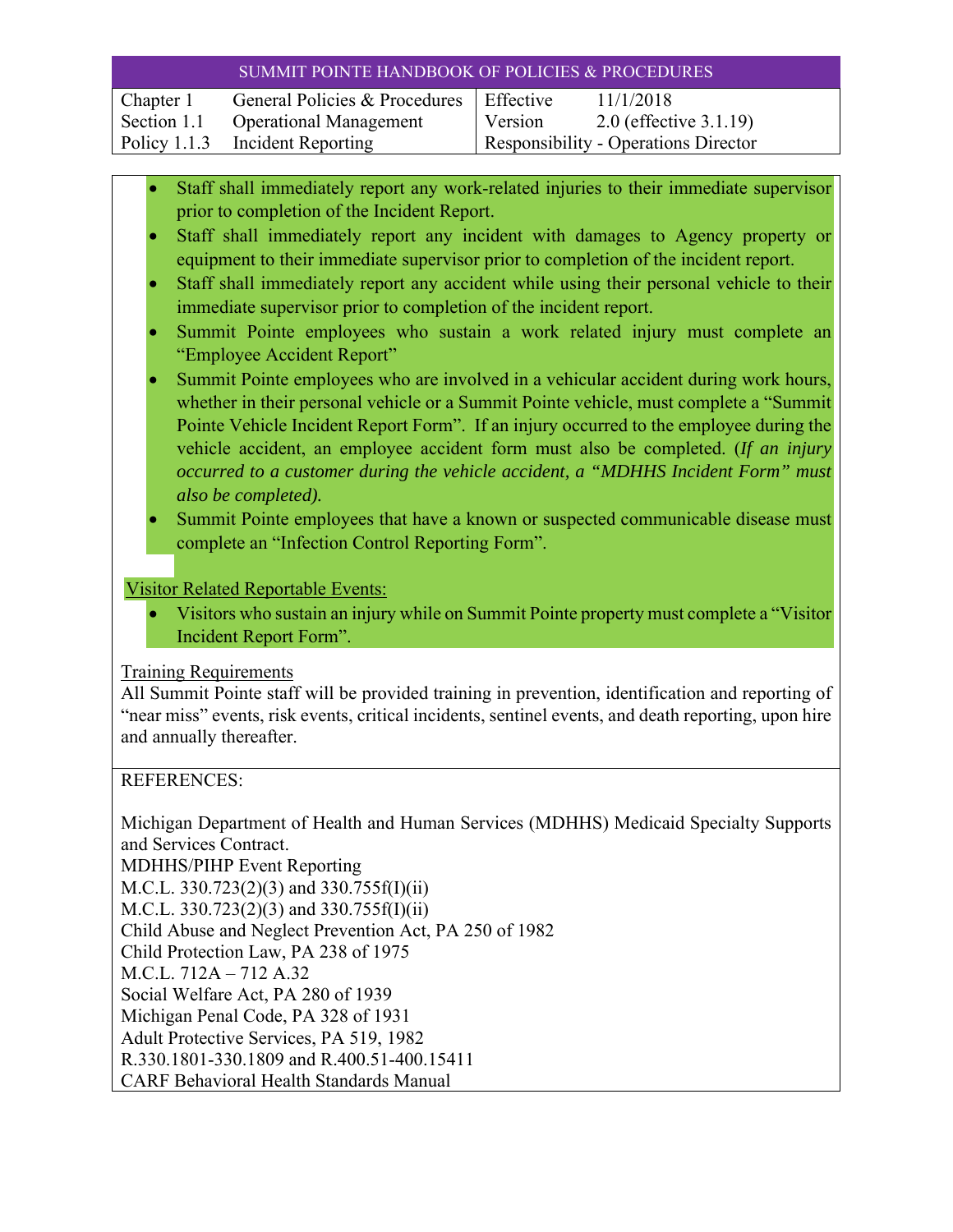| SUMMIT POINTE HANDBOOK OF POLICIES & PROCEDURES | | | |
|---|---|---|---|
| Chapter 1 | General Policies & Procedures | Effective | 11/1/2018 |
| Section 1.1 | Operational Management | Version | 2.0 (effective 3.1.19) |
| Policy 1.1.3 | Incident Reporting | Responsibility - Operations Director | |

- Staff shall immediately report any work-related injuries to their immediate supervisor prior to completion of the Incident Report.
- Staff shall immediately report any incident with damages to Agency property or equipment to their immediate supervisor prior to completion of the incident report.
- Staff shall immediately report any accident while using their personal vehicle to their immediate supervisor prior to completion of the incident report.
- Summit Pointe employees who sustain a work related injury must complete an "Employee Accident Report"
- Summit Pointe employees who are involved in a vehicular accident during work hours, whether in their personal vehicle or a Summit Pointe vehicle, must complete a "Summit Pointe Vehicle Incident Report Form". If an injury occurred to the employee during the vehicle accident, an employee accident form must also be completed. (*If an injury occurred to a customer during the vehicle accident, a "MDHHS Incident Form" must also be completed).*
- Summit Pointe employees that have a known or suspected communicable disease must complete an "Infection Control Reporting Form".

Visitor Related Reportable Events:

- Visitors who sustain an injury while on Summit Pointe property must complete a "Visitor Incident Report Form".

Training Requirements

All Summit Pointe staff will be provided training in prevention, identification and reporting of "near miss" events, risk events, critical incidents, sentinel events, and death reporting, upon hire and annually thereafter.

REFERENCES:

Michigan Department of Health and Human Services (MDHHS) Medicaid Specialty Supports and Services Contract.
MDHHS/PIHP Event Reporting
M.C.L. 330.723(2)(3) and 330.755f(I)(ii)
M.C.L. 330.723(2)(3) and 330.755f(I)(ii)
Child Abuse and Neglect Prevention Act, PA 250 of 1982
Child Protection Law, PA 238 of 1975
M.C.L. 712A – 712 A.32
Social Welfare Act, PA 280 of 1939
Michigan Penal Code, PA 328 of 1931
Adult Protective Services, PA 519, 1982
R.330.1801-330.1809 and R.400.51-400.15411
CARF Behavioral Health Standards Manual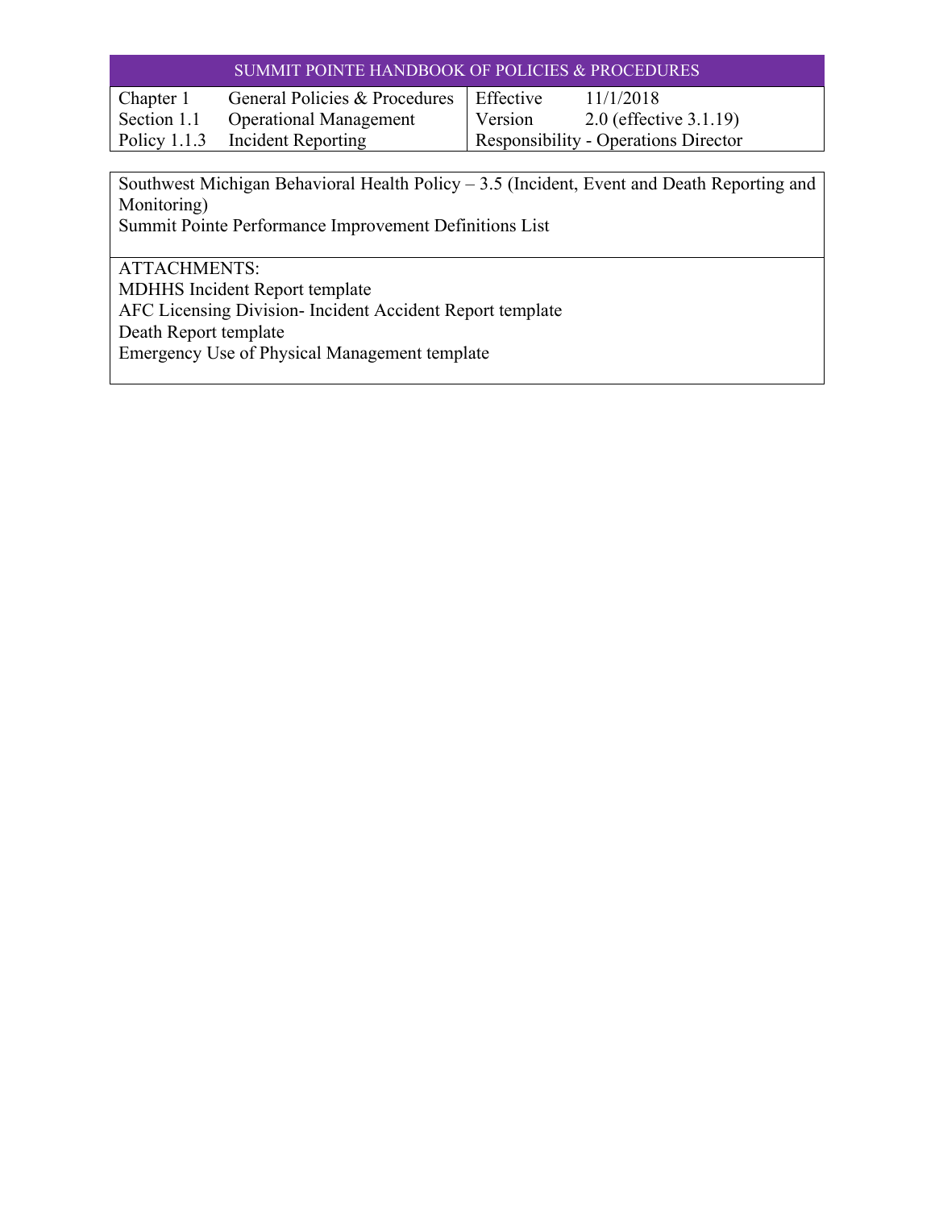Southwest Michigan Behavioral Health Policy – 3.5 (Incident, Event and Death Reporting and Monitoring)

Summit Pointe Performance Improvement Definitions List

ATTACHMENTS:

MDHHS Incident Report template

AFC Licensing Division- Incident Accident Report template

Death Report template

Emergency Use of Physical Management template